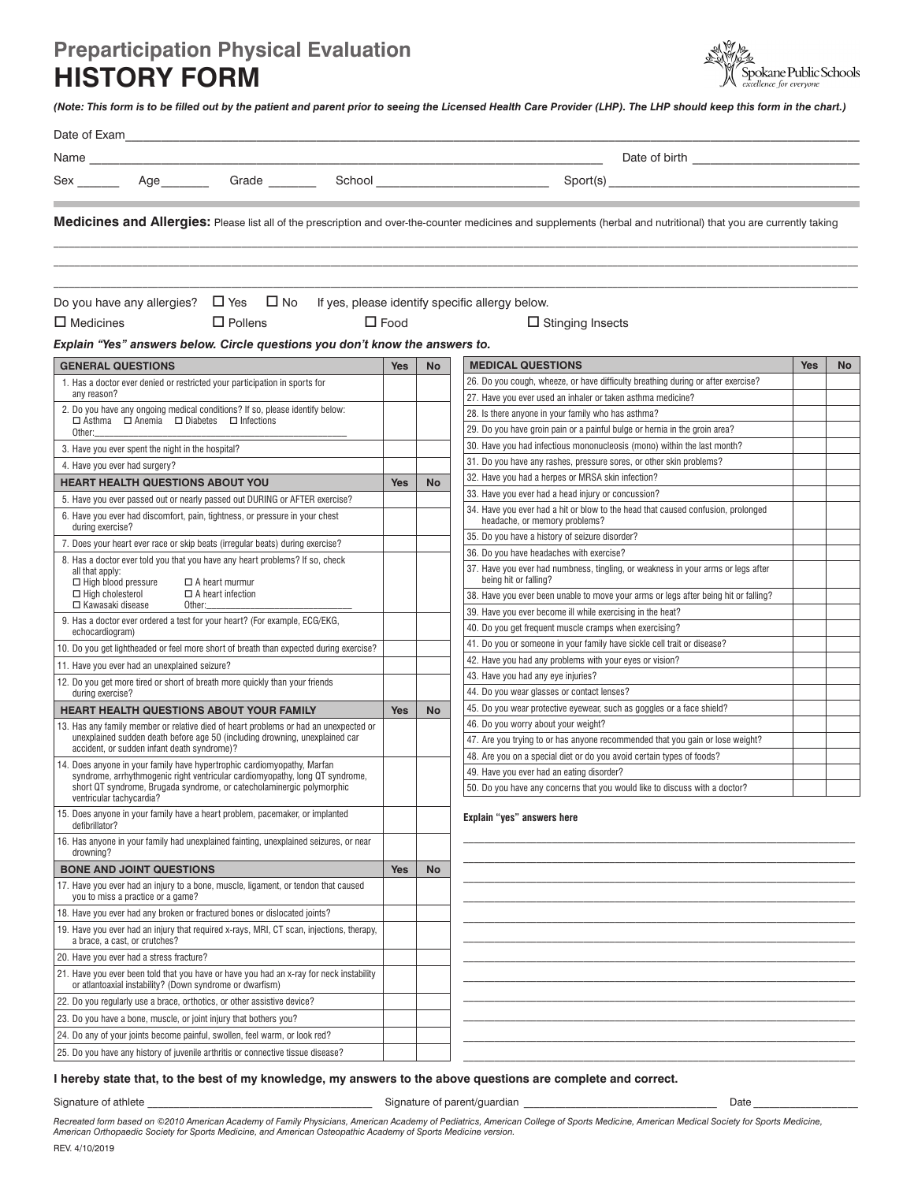# Preparticipation Physical Evaluation
# HISTORY FORM

Spokane Public Schools
*excellence for everyone*

***(Note: This form is to be filled out by the patient and parent prior to seeing the Licensed Health Care Provider (LHP). The LHP should keep this form in the chart.)***

Date of Exam_______________________________________________

Name ____________________________________________ Date of birth ______________________

Sex ______ Age_______ Grade _______ School ______________________ Sport(s) __________________________

**Medicines and Allergies:** Please list all of the prescription and over-the-counter medicines and supplements (herbal and nutritional) that you are currently taking

___________________________________________________________________________

___________________________________________________________________________

___________________________________________________________________________

Do you have any allergies? ☐ Yes ☐ No If yes, please identify specific allergy below.

☐ Medicines ☐ Pollens ☐ Food ☐ Stinging Insects

***Explain "Yes" answers below. Circle questions you don't know the answers to.***

| GENERAL QUESTIONS | Yes | No |
|---|---|---|
| 1. Has a doctor ever denied or restricted your participation in sports for any reason? | | |
| 2. Do you have any ongoing medical conditions? If so, please identify below: ☐ Asthma ☐ Anemia ☐ Diabetes ☐ Infections Other:______________________ | | |
| 3. Have you ever spent the night in the hospital? | | |
| 4. Have you ever had surgery? | | |
| **HEART HEALTH QUESTIONS ABOUT YOU** | **Yes** | **No** |
| 5. Have you ever passed out or nearly passed out DURING or AFTER exercise? | | |
| 6. Have you ever had discomfort, pain, tightness, or pressure in your chest during exercise? | | |
| 7. Does your heart ever race or skip beats (irregular beats) during exercise? | | |
| 8. Has a doctor ever told you that you have any heart problems? If so, check all that apply: ☐ High blood pressure ☐ A heart murmur ☐ High cholesterol ☐ A heart infection ☐ Kawasaki disease Other:______________________ | | |
| 9. Has a doctor ever ordered a test for your heart? (For example, ECG/EKG, echocardiogram) | | |
| 10. Do you get lightheaded or feel more short of breath than expected during exercise? | | |
| 11. Have you ever had an unexplained seizure? | | |
| 12. Do you get more tired or short of breath more quickly than your friends during exercise? | | |
| **HEART HEALTH QUESTIONS ABOUT YOUR FAMILY** | **Yes** | **No** |
| 13. Has any family member or relative died of heart problems or had an unexpected or unexplained sudden death before age 50 (including drowning, unexplained car accident, or sudden infant death syndrome)? | | |
| 14. Does anyone in your family have hypertrophic cardiomyopathy, Marfan syndrome, arrhythmogenic right ventricular cardiomyopathy, long QT syndrome, short QT syndrome, Brugada syndrome, or catecholaminergic polymorphic ventricular tachycardia? | | |
| 15. Does anyone in your family have a heart problem, pacemaker, or implanted defibrillator? | | |
| 16. Has anyone in your family had unexplained fainting, unexplained seizures, or near drowning? | | |
| **BONE AND JOINT QUESTIONS** | **Yes** | **No** |
| 17. Have you ever had an injury to a bone, muscle, ligament, or tendon that caused you to miss a practice or a game? | | |
| 18. Have you ever had any broken or fractured bones or dislocated joints? | | |
| 19. Have you ever had an injury that required x-rays, MRI, CT scan, injections, therapy, a brace, a cast, or crutches? | | |
| 20. Have you ever had a stress fracture? | | |
| 21. Have you ever been told that you have or have you had an x-ray for neck instability or atlantoaxial instability? (Down syndrome or dwarfism) | | |
| 22. Do you regularly use a brace, orthotics, or other assistive device? | | |
| 23. Do you have a bone, muscle, or joint injury that bothers you? | | |
| 24. Do any of your joints become painful, swollen, feel warm, or look red? | | |
| 25. Do you have any history of juvenile arthritis or connective tissue disease? | | |

| MEDICAL QUESTIONS | Yes | No |
|---|---|---|
| 26. Do you cough, wheeze, or have difficulty breathing during or after exercise? | | |
| 27. Have you ever used an inhaler or taken asthma medicine? | | |
| 28. Is there anyone in your family who has asthma? | | |
| 29. Do you have groin pain or a painful bulge or hernia in the groin area? | | |
| 30. Have you had infectious mononucleosis (mono) within the last month? | | |
| 31. Do you have any rashes, pressure sores, or other skin problems? | | |
| 32. Have you had a herpes or MRSA skin infection? | | |
| 33. Have you ever had a head injury or concussion? | | |
| 34. Have you ever had a hit or blow to the head that caused confusion, prolonged headache, or memory problems? | | |
| 35. Do you have a history of seizure disorder? | | |
| 36. Do you have headaches with exercise? | | |
| 37. Have you ever had numbness, tingling, or weakness in your arms or legs after being hit or falling? | | |
| 38. Have you ever been unable to move your arms or legs after being hit or falling? | | |
| 39. Have you ever become ill while exercising in the heat? | | |
| 40. Do you get frequent muscle cramps when exercising? | | |
| 41. Do you or someone in your family have sickle cell trait or disease? | | |
| 42. Have you had any problems with your eyes or vision? | | |
| 43. Have you had any eye injuries? | | |
| 44. Do you wear glasses or contact lenses? | | |
| 45. Do you wear protective eyewear, such as goggles or a face shield? | | |
| 46. Do you worry about your weight? | | |
| 47. Are you trying to or has anyone recommended that you gain or lose weight? | | |
| 48. Are you on a special diet or do you avoid certain types of foods? | | |
| 49. Have you ever had an eating disorder? | | |
| 50. Do you have any concerns that you would like to discuss with a doctor? | | |

**Explain "yes" answers here**

___________________________________________________________________________

___________________________________________________________________________

___________________________________________________________________________

___________________________________________________________________________

___________________________________________________________________________

___________________________________________________________________________

___________________________________________________________________________

___________________________________________________________________________

___________________________________________________________________________

___________________________________________________________________________

___________________________________________________________________________

___________________________________________________________________________

**I hereby state that, to the best of my knowledge, my answers to the above questions are complete and correct.**

Signature of athlete ______________________ Signature of parent/guardian ______________________ Date ______________

*Recreated form based on ©2010 American Academy of Family Physicians, American Academy of Pediatrics, American College of Sports Medicine, American Medical Society for Sports Medicine, American Orthopaedic Society for Sports Medicine, and American Osteopathic Academy of Sports Medicine version.*

REV. 4/10/2019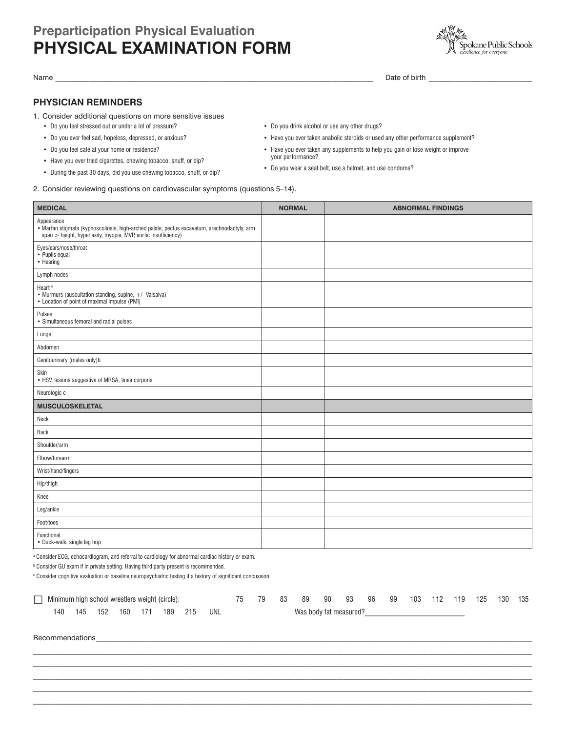# Preparticipation Physical Evaluation
# PHYSICAL EXAMINATION FORM

Spokane Public Schools
*excellence for everyone*

Name ____________________________________________ Date of birth ____________________

## PHYSICIAN REMINDERS

1. Consider additional questions on more sensitive issues
   - Do you feel stressed out or under a lot of pressure?
   - Do you ever feel sad, hopeless, depressed, or anxious?
   - Do you feel safe at your home or residence?
   - Have you ever tried cigarettes, chewing tobacco, snuff, or dip?
   - During the past 30 days, did you use chewing tobacco, snuff, or dip?
   - Do you drink alcohol or use any other drugs?
   - Have you ever taken anabolic steroids or used any other performance supplement?
   - Have you ever taken any supplements to help you gain or lose weight or improve your performance?
   - Do you wear a seat belt, use a helmet, and use condoms?
2. Consider reviewing questions on cardiovascular symptoms (questions 5–14).

| MEDICAL | NORMAL | ABNORMAL FINDINGS |
|---|---|---|
| Appearance<br>• Marfan stigmata (kyphoscoliosis, high-arched palate, pectus excavatum, arachnodactyly, arm span > height, hyperlaxity, myopia, MVP, aortic insufficiency) | | |
| Eyes/ears/nose/throat<br>• Pupils equal<br>• Hearing | | |
| Lymph nodes | | |
| Heart [a]<br>• Murmurs (auscultation standing, supine, +/- Valsalva)<br>• Location of point of maximal impulse (PMI) | | |
| Pulses<br>• Simultaneous femoral and radial pulses | | |
| Lungs | | |
| Abdomen | | |
| Genitourinary (males only)b | | |
| Skin<br>• HSV, lesions suggestive of MRSA, tinea corporis | | |
| Neurologic c | | |
| **MUSCULOSKELETAL** | | |
| Neck | | |
| Back | | |
| Shoulder/arm | | |
| Elbow/forearm | | |
| Wrist/hand/fingers | | |
| Hip/thigh | | |
| Knee | | |
| Leg/ankle | | |
| Foot/toes | | |
| Functional<br>• Duck-walk, single leg hop | | |

[a] Consider ECG, echocardiogram, and referral to cardiology for abnormal cardiac history or exam.

[b] Consider GU exam if in private setting. Having third party present is recommended.

[c] Consider cognitive evaluation or baseline neuropsychiatric testing if a history of significant concussion.

☐ Minimum high school wrestlers weight (circle): 75 79 83 89 90 93 96 99 103 112 119 125 130 135 140 145 152 160 171 189 215 UNL Was body fat measured?____________________

Recommendations____________________________________________________________________________

_____________________________________________________________________________________________

_____________________________________________________________________________________________

_____________________________________________________________________________________________

_____________________________________________________________________________________________

_____________________________________________________________________________________________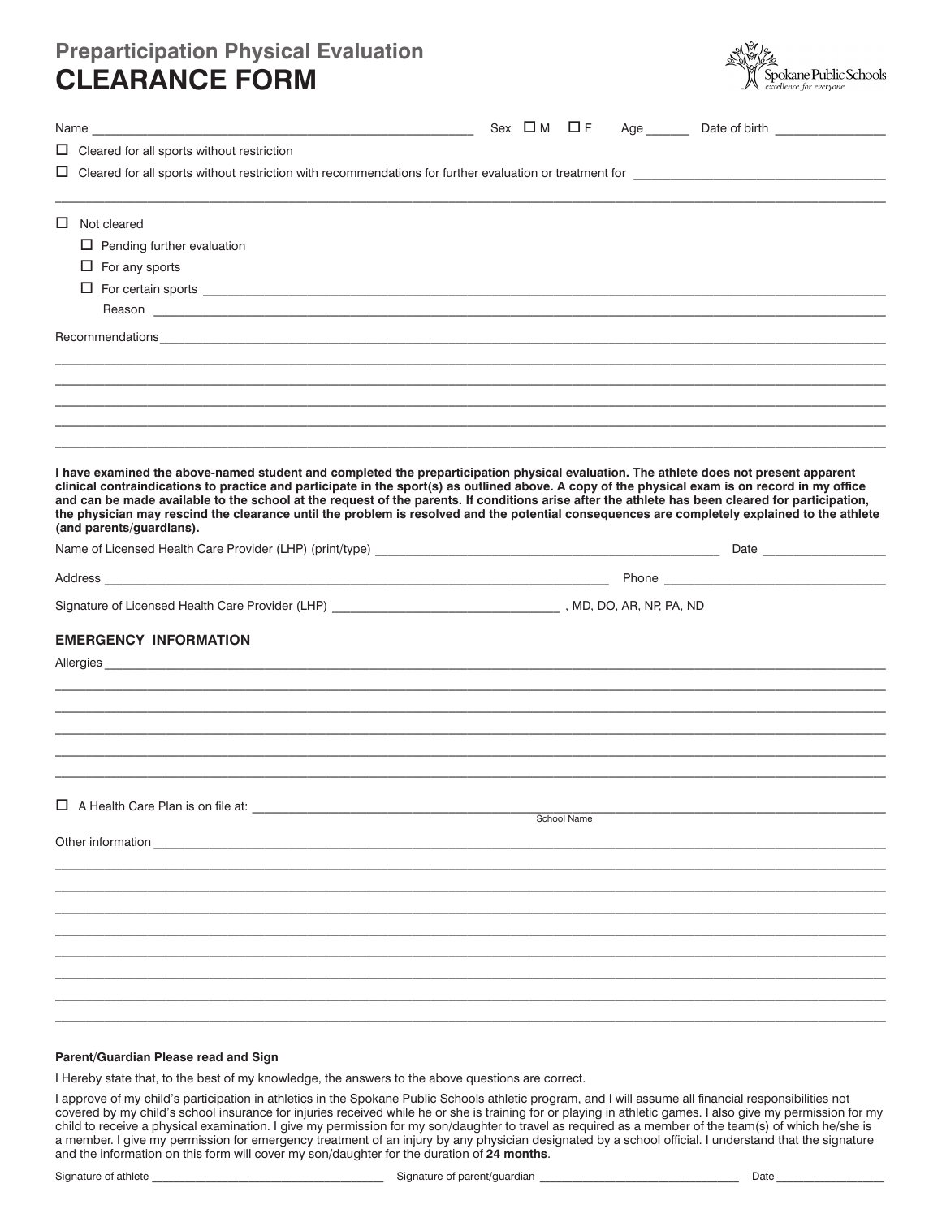Preparticipation Physical Evaluation

# CLEARANCE FORM

Spokane Public Schools
*excellence for everyone*

Name ______________________________________________ Sex ☐ M ☐ F Age ______ Date of birth ________________

☐ Cleared for all sports without restriction

☐ Cleared for all sports without restriction with recommendations for further evaluation or treatment for ____________________________________

_____________________________________________________________________________________________________

☐ Not cleared

- ☐ Pending further evaluation
- ☐ For any sports
- ☐ For certain sports ______________________________________________________________________________
  - Reason ___________________________________________________________________________________

Recommendations__________________________________________________________________________________

_____________________________________________________________________________________________________

_____________________________________________________________________________________________________

_____________________________________________________________________________________________________

_____________________________________________________________________________________________________

_____________________________________________________________________________________________________

**I have examined the above-named student and completed the preparticipation physical evaluation. The athlete does not present apparent clinical contraindications to practice and participate in the sport(s) as outlined above. A copy of the physical exam is on record in my office and can be made available to the school at the request of the parents. If conditions arise after the athlete has been cleared for participation, the physician may rescind the clearance until the problem is resolved and the potential consequences are completely explained to the athlete (and parents/guardians).**

Name of Licensed Health Care Provider (LHP) (print/type) __________________________________________________ Date __________________

Address __________________________________________________________________________ Phone ________________________________

Signature of Licensed Health Care Provider (LHP) _________________________________ , MD, DO, AR, NP, PA, ND

## EMERGENCY INFORMATION

Allergies __________________________________________________________________________________________

_____________________________________________________________________________________________________

_____________________________________________________________________________________________________

_____________________________________________________________________________________________________

_____________________________________________________________________________________________________

_____________________________________________________________________________________________________

☐ A Health Care Plan is on file at: ____________________________________________________________________
School Name

Other information ____________________________________________________________________________________

_____________________________________________________________________________________________________

_____________________________________________________________________________________________________

_____________________________________________________________________________________________________

_____________________________________________________________________________________________________

_____________________________________________________________________________________________________

_____________________________________________________________________________________________________

_____________________________________________________________________________________________________

_____________________________________________________________________________________________________

**Parent/Guardian Please read and Sign**

I Hereby state that, to the best of my knowledge, the answers to the above questions are correct.

I approve of my child's participation in athletics in the Spokane Public Schools athletic program, and I will assume all financial responsibilities not covered by my child's school insurance for injuries received while he or she is training for or playing in athletic games. I also give my permission for my child to receive a physical examination. I give my permission for my son/daughter to travel as required as a member of the team(s) of which he/she is a member. I give my permission for emergency treatment of an injury by any physician designated by a school official. I understand that the signature and the information on this form will cover my son/daughter for the duration of **24 months**.

Signature of athlete ____________________________________ Signature of parent/guardian ________________________________ Date _________________